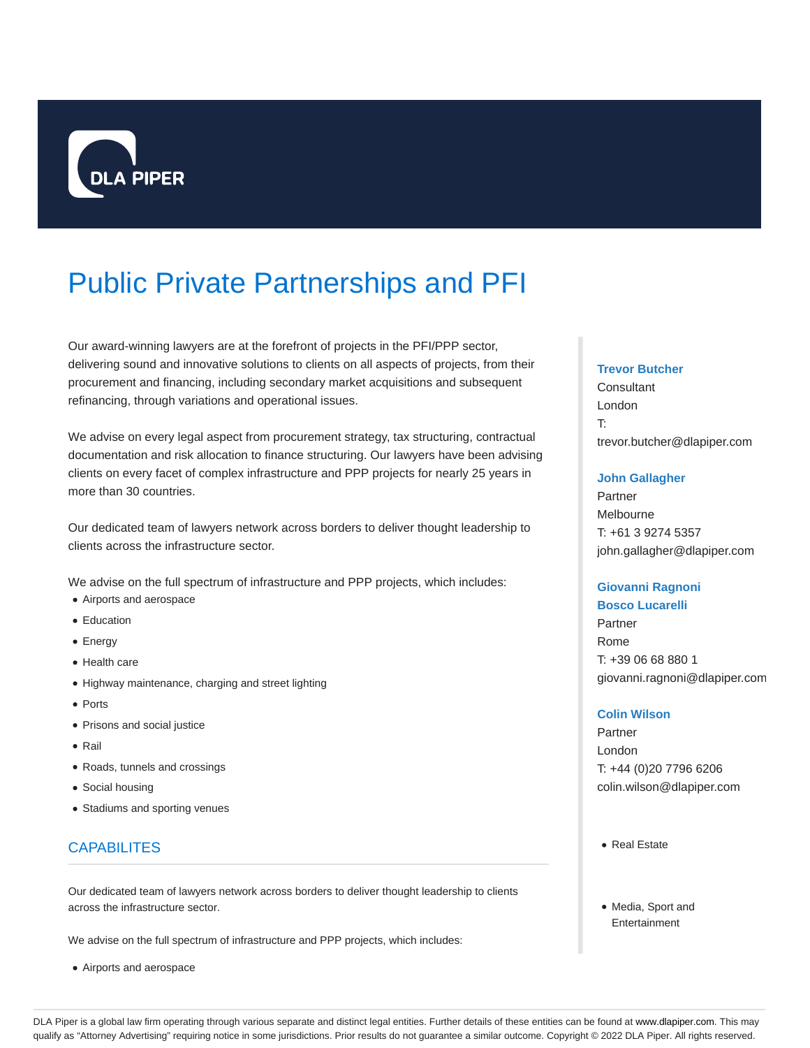DLA PIPER

# Public Private Partnerships and PFI

Our award-winning lawyers are at the forefront of projects in the PFI/PPP sector, delivering sound and innovative solutions to clients on all aspects of projects, from their procurement and financing, including secondary market acquisitions and subsequent refinancing, through variations and operational issues.

We advise on every legal aspect from procurement strategy, tax structuring, contractual documentation and risk allocation to finance structuring. Our lawyers have been advising clients on every facet of complex infrastructure and PPP projects for nearly 25 years in more than 30 countries.

Our dedicated team of lawyers network across borders to deliver thought leadership to clients across the infrastructure sector.

We advise on the full spectrum of infrastructure and PPP projects, which includes:

- Airports and aerospace
- Education
- Energy
- Health care
- Highway maintenance, charging and street lighting
- Ports
- Prisons and social justice
- Rail
- Roads, tunnels and crossings
- Social housing
- Stadiums and sporting venues

## CAPABILITES

Our dedicated team of lawyers network across borders to deliver thought leadership to clients across the infrastructure sector.

We advise on the full spectrum of infrastructure and PPP projects, which includes:

- Airports and aerospace

**Trevor Butcher**
Consultant
London
T:
trevor.butcher@dlapiper.com

**John Gallagher**
Partner
Melbourne
T: +61 3 9274 5357
john.gallagher@dlapiper.com

**Giovanni Ragnoni Bosco Lucarelli**
Partner
Rome
T: +39 06 68 880 1
giovanni.ragnoni@dlapiper.com

**Colin Wilson**
Partner
London
T: +44 (0)20 7796 6206
colin.wilson@dlapiper.com

- Real Estate
- Media, Sport and Entertainment

DLA Piper is a global law firm operating through various separate and distinct legal entities. Further details of these entities can be found at www.dlapiper.com. This may qualify as "Attorney Advertising" requiring notice in some jurisdictions. Prior results do not guarantee a similar outcome. Copyright © 2022 DLA Piper. All rights reserved.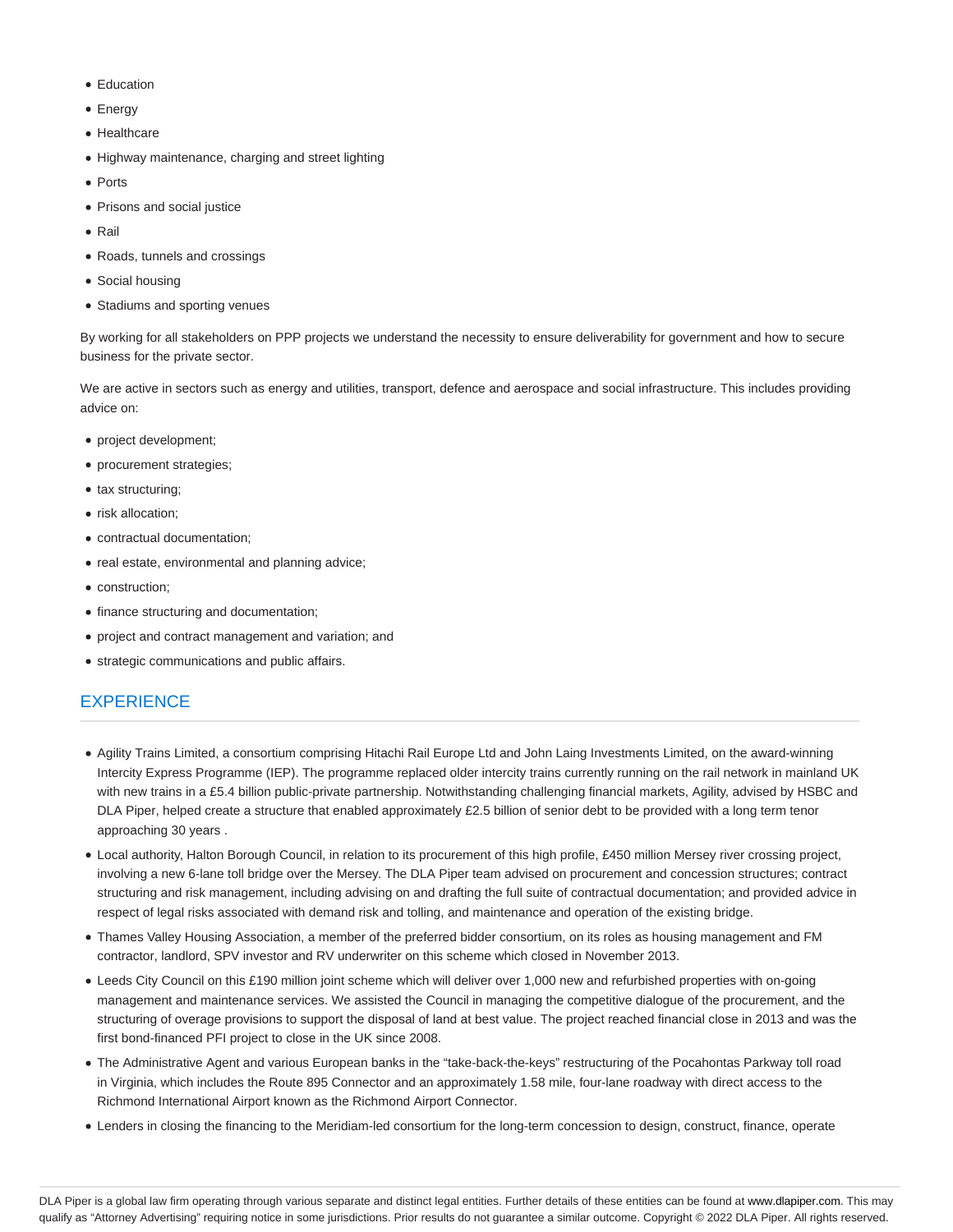- Education
- Energy
- Healthcare
- Highway maintenance, charging and street lighting
- Ports
- Prisons and social justice
- Rail
- Roads, tunnels and crossings
- Social housing
- Stadiums and sporting venues

By working for all stakeholders on PPP projects we understand the necessity to ensure deliverability for government and how to secure business for the private sector.

We are active in sectors such as energy and utilities, transport, defence and aerospace and social infrastructure. This includes providing advice on:

- project development;
- procurement strategies;
- tax structuring;
- risk allocation;
- contractual documentation;
- real estate, environmental and planning advice;
- construction;
- finance structuring and documentation;
- project and contract management and variation; and
- strategic communications and public affairs.

## EXPERIENCE

- Agility Trains Limited, a consortium comprising Hitachi Rail Europe Ltd and John Laing Investments Limited, on the award-winning Intercity Express Programme (IEP). The programme replaced older intercity trains currently running on the rail network in mainland UK with new trains in a £5.4 billion public-private partnership. Notwithstanding challenging financial markets, Agility, advised by HSBC and DLA Piper, helped create a structure that enabled approximately £2.5 billion of senior debt to be provided with a long term tenor approaching 30 years .
- Local authority, Halton Borough Council, in relation to its procurement of this high profile, £450 million Mersey river crossing project, involving a new 6-lane toll bridge over the Mersey. The DLA Piper team advised on procurement and concession structures; contract structuring and risk management, including advising on and drafting the full suite of contractual documentation; and provided advice in respect of legal risks associated with demand risk and tolling, and maintenance and operation of the existing bridge.
- Thames Valley Housing Association, a member of the preferred bidder consortium, on its roles as housing management and FM contractor, landlord, SPV investor and RV underwriter on this scheme which closed in November 2013.
- Leeds City Council on this £190 million joint scheme which will deliver over 1,000 new and refurbished properties with on-going management and maintenance services. We assisted the Council in managing the competitive dialogue of the procurement, and the structuring of overage provisions to support the disposal of land at best value. The project reached financial close in 2013 and was the first bond-financed PFI project to close in the UK since 2008.
- The Administrative Agent and various European banks in the "take-back-the-keys" restructuring of the Pocahontas Parkway toll road in Virginia, which includes the Route 895 Connector and an approximately 1.58 mile, four-lane roadway with direct access to the Richmond International Airport known as the Richmond Airport Connector.
- Lenders in closing the financing to the Meridiam-led consortium for the long-term concession to design, construct, finance, operate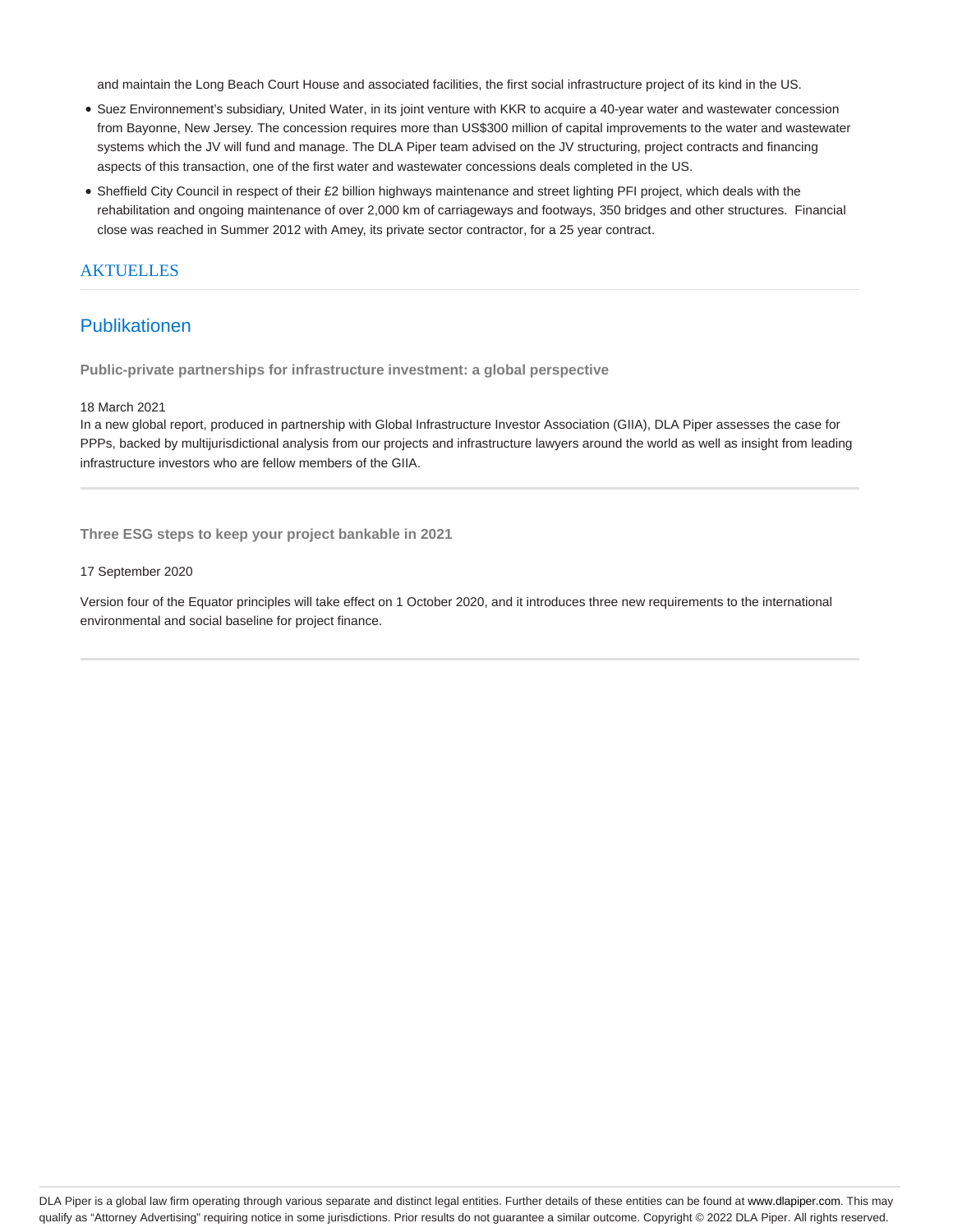and maintain the Long Beach Court House and associated facilities, the first social infrastructure project of its kind in the US.

- Suez Environnement's subsidiary, United Water, in its joint venture with KKR to acquire a 40-year water and wastewater concession from Bayonne, New Jersey. The concession requires more than US$300 million of capital improvements to the water and wastewater systems which the JV will fund and manage. The DLA Piper team advised on the JV structuring, project contracts and financing aspects of this transaction, one of the first water and wastewater concessions deals completed in the US.
- Sheffield City Council in respect of their £2 billion highways maintenance and street lighting PFI project, which deals with the rehabilitation and ongoing maintenance of over 2,000 km of carriageways and footways, 350 bridges and other structures. Financial close was reached in Summer 2012 with Amey, its private sector contractor, for a 25 year contract.

## AKTUELLES

## Publikationen

**Public-private partnerships for infrastructure investment: a global perspective**

18 March 2021

In a new global report, produced in partnership with Global Infrastructure Investor Association (GIIA), DLA Piper assesses the case for PPPs, backed by multijurisdictional analysis from our projects and infrastructure lawyers around the world as well as insight from leading infrastructure investors who are fellow members of the GIIA.

---

**Three ESG steps to keep your project bankable in 2021**

17 September 2020

Version four of the Equator principles will take effect on 1 October 2020, and it introduces three new requirements to the international environmental and social baseline for project finance.

---

DLA Piper is a global law firm operating through various separate and distinct legal entities. Further details of these entities can be found at www.dlapiper.com. This may qualify as "Attorney Advertising" requiring notice in some jurisdictions. Prior results do not guarantee a similar outcome. Copyright © 2022 DLA Piper. All rights reserved.